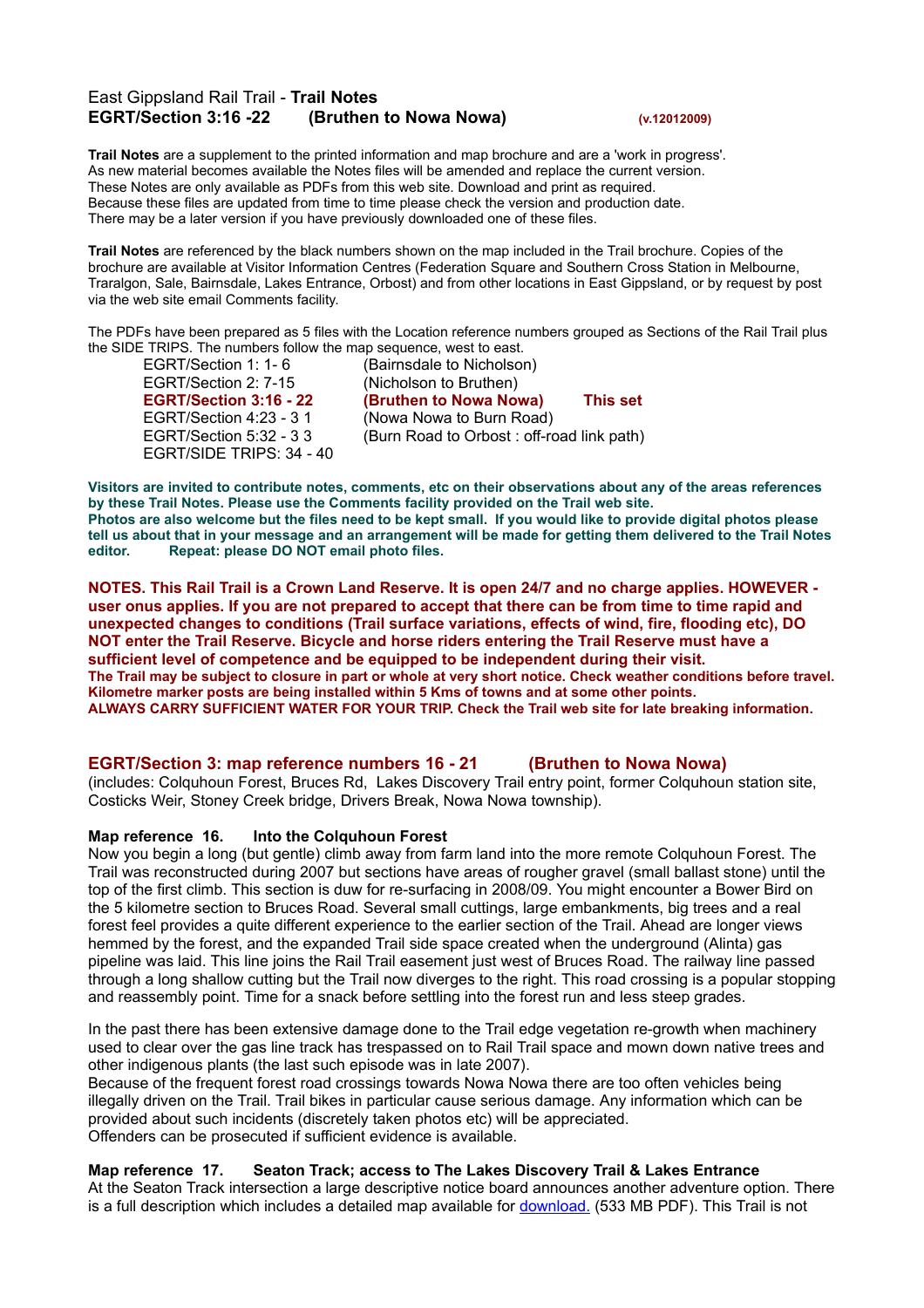# East Gippsland Rail Trail - **Trail Notes**
## EGRT/Section 3:16 -22 (Bruthen to Nowa Nowa) (v.12012009)

**Trail Notes** are a supplement to the printed information and map brochure and are a 'work in progress'. As new material becomes available the Notes files will be amended and replace the current version. These Notes are only available as PDFs from this web site. Download and print as required. Because these files are updated from time to time please check the version and production date. There may be a later version if you have previously downloaded one of these files.

**Trail Notes** are referenced by the black numbers shown on the map included in the Trail brochure. Copies of the brochure are available at Visitor Information Centres (Federation Square and Southern Cross Station in Melbourne, Traralgon, Sale, Bairnsdale, Lakes Entrance, Orbost) and from other locations in East Gippsland, or by request by post via the web site email Comments facility.

The PDFs have been prepared as 5 files with the Location reference numbers grouped as Sections of the Rail Trail plus the SIDE TRIPS. The numbers follow the map sequence, west to east.

| | | |
|---|---|---|
| EGRT/Section 1: 1- 6 | (Bairnsdale to Nicholson) | |
| EGRT/Section 2: 7-15 | (Nicholson to Bruthen) | |
| **EGRT/Section 3:16 - 22** | **(Bruthen to Nowa Nowa)** | **This set** |
| EGRT/Section 4:23 - 3 1 | (Nowa Nowa to Burn Road) | |
| EGRT/Section 5:32 - 3 3 | (Burn Road to Orbost : off-road link path) | |
| EGRT/SIDE TRIPS: 34 - 40 | | |

**Visitors are invited to contribute notes, comments, etc on their observations about any of the areas references by these Trail Notes. Please use the Comments facility provided on the Trail web site. Photos are also welcome but the files need to be kept small. If you would like to provide digital photos please tell us about that in your message and an arrangement will be made for getting them delivered to the Trail Notes editor. Repeat: please DO NOT email photo files.**

**NOTES. This Rail Trail is a Crown Land Reserve. It is open 24/7 and no charge applies. HOWEVER - user onus applies. If you are not prepared to accept that there can be from time to time rapid and unexpected changes to conditions (Trail surface variations, effects of wind, fire, flooding etc), DO NOT enter the Trail Reserve. Bicycle and horse riders entering the Trail Reserve must have a sufficient level of competence and be equipped to be independent during their visit.**
**The Trail may be subject to closure in part or whole at very short notice. Check weather conditions before travel. Kilometre marker posts are being installed within 5 Kms of towns and at some other points.**
**ALWAYS CARRY SUFFICIENT WATER FOR YOUR TRIP. Check the Trail web site for late breaking information.**

## EGRT/Section 3: map reference numbers 16 - 21 (Bruthen to Nowa Nowa)

(includes: Colquhoun Forest, Bruces Rd, Lakes Discovery Trail entry point, former Colquhoun station site, Costicks Weir, Stoney Creek bridge, Drivers Break, Nowa Nowa township).

### Map reference 16. Into the Colquhoun Forest

Now you begin a long (but gentle) climb away from farm land into the more remote Colquhoun Forest. The Trail was reconstructed during 2007 but sections have areas of rougher gravel (small ballast stone) until the top of the first climb. This section is duw for re-surfacing in 2008/09. You might encounter a Bower Bird on the 5 kilometre section to Bruces Road. Several small cuttings, large embankments, big trees and a real forest feel provides a quite different experience to the earlier section of the Trail. Ahead are longer views hemmed by the forest, and the expanded Trail side space created when the underground (Alinta) gas pipeline was laid. This line joins the Rail Trail easement just west of Bruces Road. The railway line passed through a long shallow cutting but the Trail now diverges to the right. This road crossing is a popular stopping and reassembly point. Time for a snack before settling into the forest run and less steep grades.

In the past there has been extensive damage done to the Trail edge vegetation re-growth when machinery used to clear over the gas line track has trespassed on to Rail Trail space and mown down native trees and other indigenous plants (the last such episode was in late 2007).
Because of the frequent forest road crossings towards Nowa Nowa there are too often vehicles being illegally driven on the Trail. Trail bikes in particular cause serious damage. Any information which can be provided about such incidents (discretely taken photos etc) will be appreciated.
Offenders can be prosecuted if sufficient evidence is available.

### Map reference 17. Seaton Track; access to The Lakes Discovery Trail & Lakes Entrance

At the Seaton Track intersection a large descriptive notice board announces another adventure option. There is a full description which includes a detailed map available for download. (533 MB PDF). This Trail is not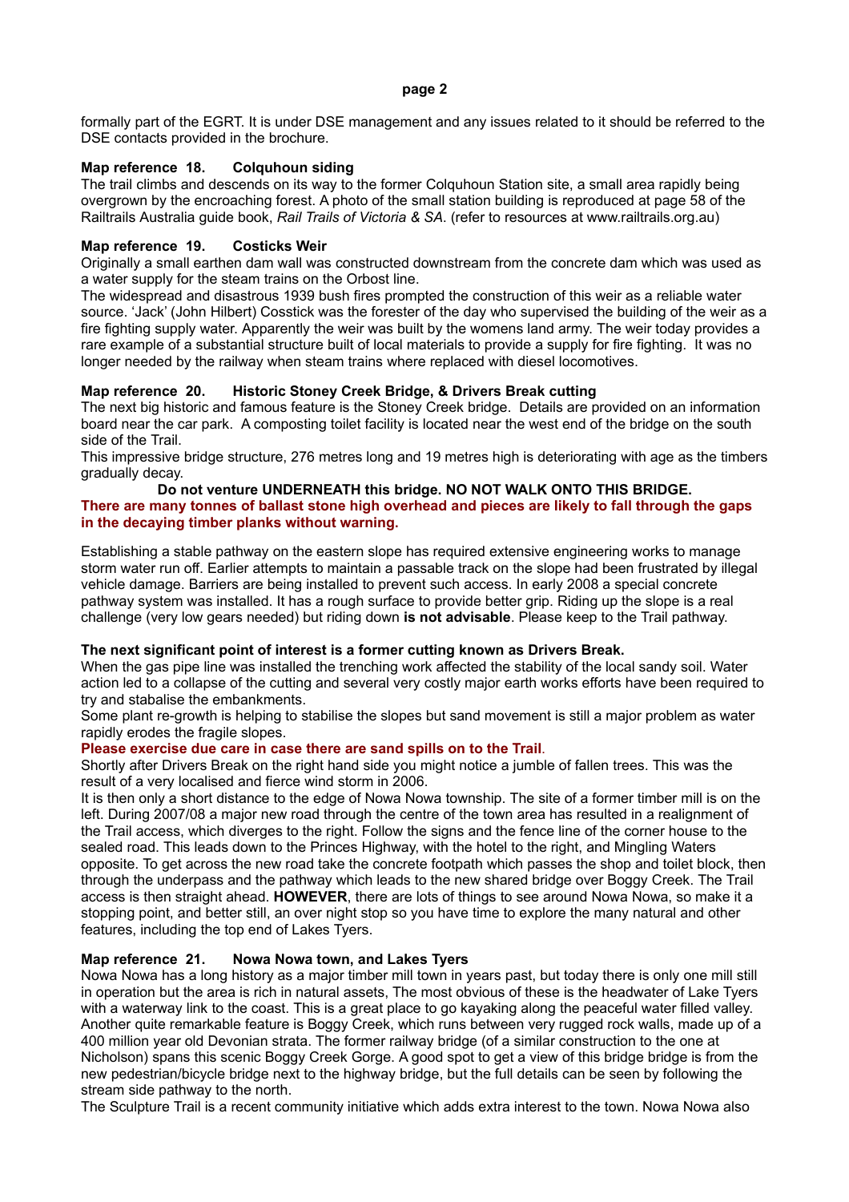formally part of the EGRT. It is under DSE management and any issues related to it should be referred to the DSE contacts provided in the brochure.

**Map reference 18. Colquhoun siding**

The trail climbs and descends on its way to the former Colquhoun Station site, a small area rapidly being overgrown by the encroaching forest. A photo of the small station building is reproduced at page 58 of the Railtrails Australia guide book, *Rail Trails of Victoria & SA*. (refer to resources at www.railtrails.org.au)

**Map reference 19. Costicks Weir**

Originally a small earthen dam wall was constructed downstream from the concrete dam which was used as a water supply for the steam trains on the Orbost line.

The widespread and disastrous 1939 bush fires prompted the construction of this weir as a reliable water source. 'Jack' (John Hilbert) Cosstick was the forester of the day who supervised the building of the weir as a fire fighting supply water. Apparently the weir was built by the womens land army. The weir today provides a rare example of a substantial structure built of local materials to provide a supply for fire fighting. It was no longer needed by the railway when steam trains where replaced with diesel locomotives.

**Map reference 20. Historic Stoney Creek Bridge, & Drivers Break cutting**

The next big historic and famous feature is the Stoney Creek bridge. Details are provided on an information board near the car park. A composting toilet facility is located near the west end of the bridge on the south side of the Trail.

This impressive bridge structure, 276 metres long and 19 metres high is deteriorating with age as the timbers gradually decay.

**Do not venture UNDERNEATH this bridge. NO NOT WALK ONTO THIS BRIDGE.**

**There are many tonnes of ballast stone high overhead and pieces are likely to fall through the gaps in the decaying timber planks without warning.**

Establishing a stable pathway on the eastern slope has required extensive engineering works to manage storm water run off. Earlier attempts to maintain a passable track on the slope had been frustrated by illegal vehicle damage. Barriers are being installed to prevent such access. In early 2008 a special concrete pathway system was installed. It has a rough surface to provide better grip. Riding up the slope is a real challenge (very low gears needed) but riding down **is not advisable**. Please keep to the Trail pathway.

**The next significant point of interest is a former cutting known as Drivers Break.**

When the gas pipe line was installed the trenching work affected the stability of the local sandy soil. Water action led to a collapse of the cutting and several very costly major earth works efforts have been required to try and stabalise the embankments.

Some plant re-growth is helping to stabilise the slopes but sand movement is still a major problem as water rapidly erodes the fragile slopes.

**Please exercise due care in case there are sand spills on to the Trail**.

Shortly after Drivers Break on the right hand side you might notice a jumble of fallen trees. This was the result of a very localised and fierce wind storm in 2006.

It is then only a short distance to the edge of Nowa Nowa township. The site of a former timber mill is on the left. During 2007/08 a major new road through the centre of the town area has resulted in a realignment of the Trail access, which diverges to the right. Follow the signs and the fence line of the corner house to the sealed road. This leads down to the Princes Highway, with the hotel to the right, and Mingling Waters opposite. To get across the new road take the concrete footpath which passes the shop and toilet block, then through the underpass and the pathway which leads to the new shared bridge over Boggy Creek. The Trail access is then straight ahead. **HOWEVER**, there are lots of things to see around Nowa Nowa, so make it a stopping point, and better still, an over night stop so you have time to explore the many natural and other features, including the top end of Lakes Tyers.

**Map reference 21. Nowa Nowa town, and Lakes Tyers**

Nowa Nowa has a long history as a major timber mill town in years past, but today there is only one mill still in operation but the area is rich in natural assets, The most obvious of these is the headwater of Lake Tyers with a waterway link to the coast. This is a great place to go kayaking along the peaceful water filled valley. Another quite remarkable feature is Boggy Creek, which runs between very rugged rock walls, made up of a 400 million year old Devonian strata. The former railway bridge (of a similar construction to the one at Nicholson) spans this scenic Boggy Creek Gorge. A good spot to get a view of this bridge bridge is from the new pedestrian/bicycle bridge next to the highway bridge, but the full details can be seen by following the stream side pathway to the north.

The Sculpture Trail is a recent community initiative which adds extra interest to the town. Nowa Nowa also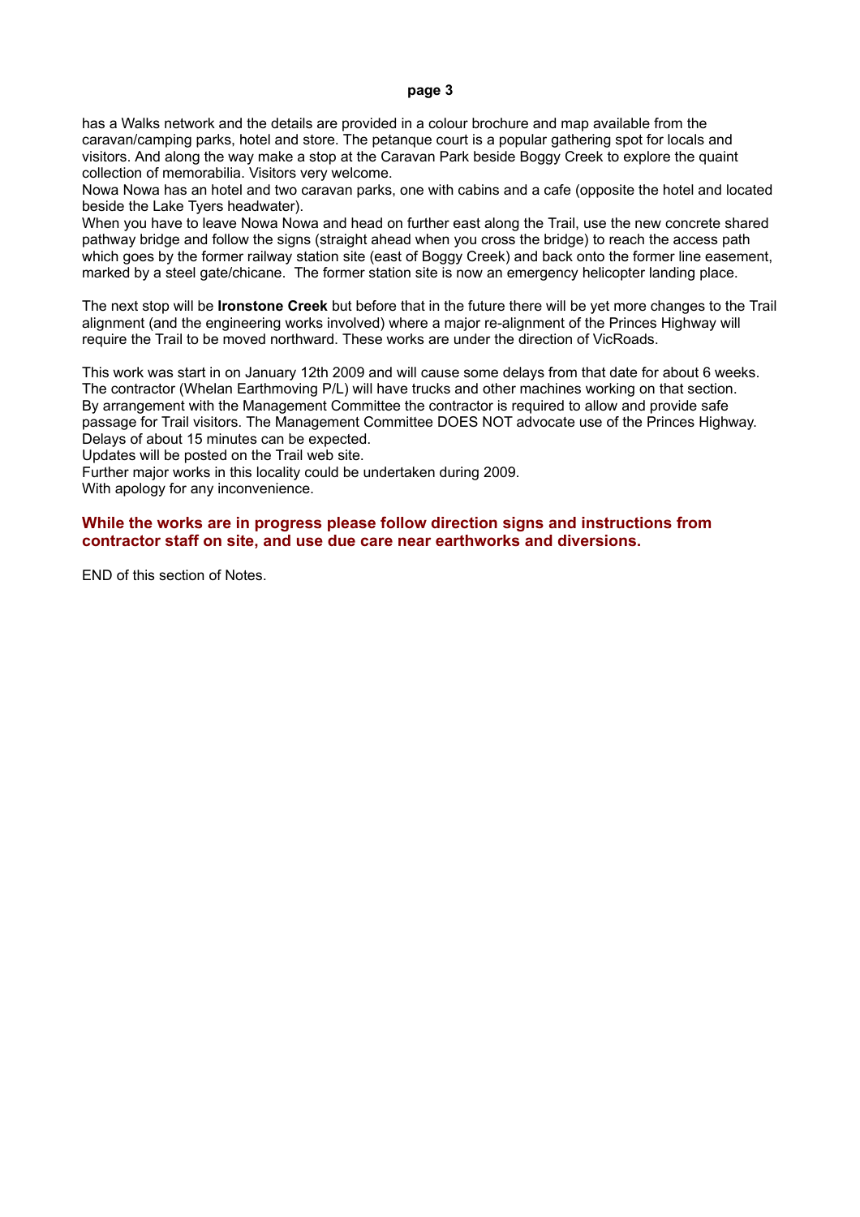has a Walks network and the details are provided in a colour brochure and map available from the caravan/camping parks, hotel and store. The petanque court is a popular gathering spot for locals and visitors. And along the way make a stop at the Caravan Park beside Boggy Creek to explore the quaint collection of memorabilia. Visitors very welcome.

Nowa Nowa has an hotel and two caravan parks, one with cabins and a cafe (opposite the hotel and located beside the Lake Tyers headwater).

When you have to leave Nowa Nowa and head on further east along the Trail, use the new concrete shared pathway bridge and follow the signs (straight ahead when you cross the bridge) to reach the access path which goes by the former railway station site (east of Boggy Creek) and back onto the former line easement, marked by a steel gate/chicane. The former station site is now an emergency helicopter landing place.

The next stop will be **Ironstone Creek** but before that in the future there will be yet more changes to the Trail alignment (and the engineering works involved) where a major re-alignment of the Princes Highway will require the Trail to be moved northward. These works are under the direction of VicRoads.

This work was start in on January 12th 2009 and will cause some delays from that date for about 6 weeks. The contractor (Whelan Earthmoving P/L) will have trucks and other machines working on that section. By arrangement with the Management Committee the contractor is required to allow and provide safe passage for Trail visitors. The Management Committee DOES NOT advocate use of the Princes Highway. Delays of about 15 minutes can be expected.

Updates will be posted on the Trail web site.

Further major works in this locality could be undertaken during 2009.

With apology for any inconvenience.

**While the works are in progress please follow direction signs and instructions from contractor staff on site, and use due care near earthworks and diversions.**

END of this section of Notes.